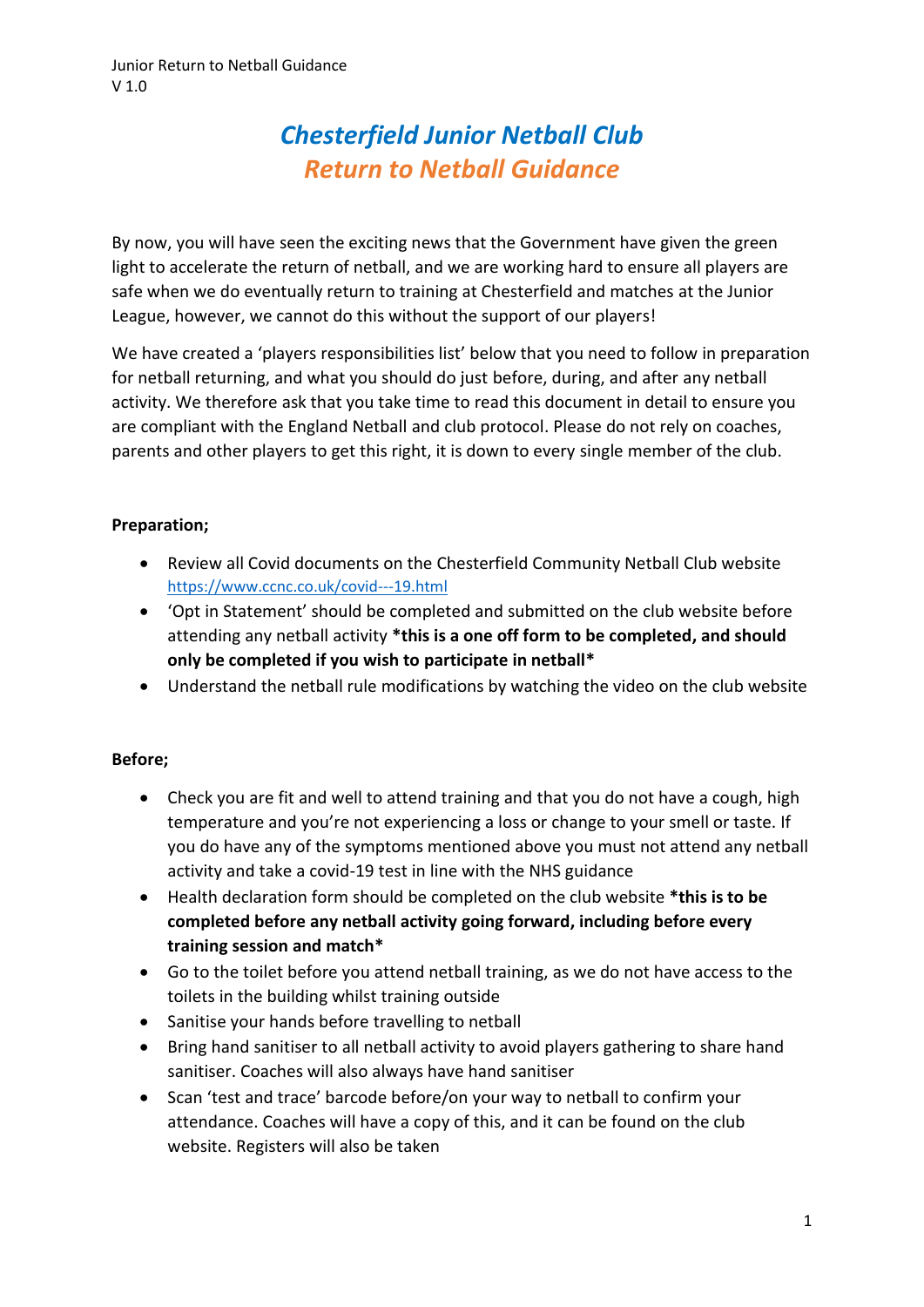# *Chesterfield Junior Netball Club*

## *Return to Netball Guidance*

By now, you will have seen the exciting news that the Government have given the green light to accelerate the return of netball, and we are working hard to ensure all players are safe when we do eventually return to training at Chesterfield and matches at the Junior League, however, we cannot do this without the support of our players!

We have created a 'players responsibilities list' below that you need to follow in preparation for netball returning, and what you should do just before, during, and after any netball activity. We therefore ask that you take time to read this document in detail to ensure you are compliant with the England Netball and club protocol. Please do not rely on coaches, parents and other players to get this right, it is down to every single member of the club.

**Preparation;**

- Review all Covid documents on the Chesterfield Community Netball Club website https://www.ccnc.co.uk/covid---19.html
- 'Opt in Statement' should be completed and submitted on the club website before attending any netball activity **\*this is a one off form to be completed, and should only be completed if you wish to participate in netball\***
- Understand the netball rule modifications by watching the video on the club website

**Before;**

- Check you are fit and well to attend training and that you do not have a cough, high temperature and you're not experiencing a loss or change to your smell or taste. If you do have any of the symptoms mentioned above you must not attend any netball activity and take a covid-19 test in line with the NHS guidance
- Health declaration form should be completed on the club website **\*this is to be completed before any netball activity going forward, including before every training session and match\***
- Go to the toilet before you attend netball training, as we do not have access to the toilets in the building whilst training outside
- Sanitise your hands before travelling to netball
- Bring hand sanitiser to all netball activity to avoid players gathering to share hand sanitiser. Coaches will also always have hand sanitiser
- Scan 'test and trace' barcode before/on your way to netball to confirm your attendance. Coaches will have a copy of this, and it can be found on the club website. Registers will also be taken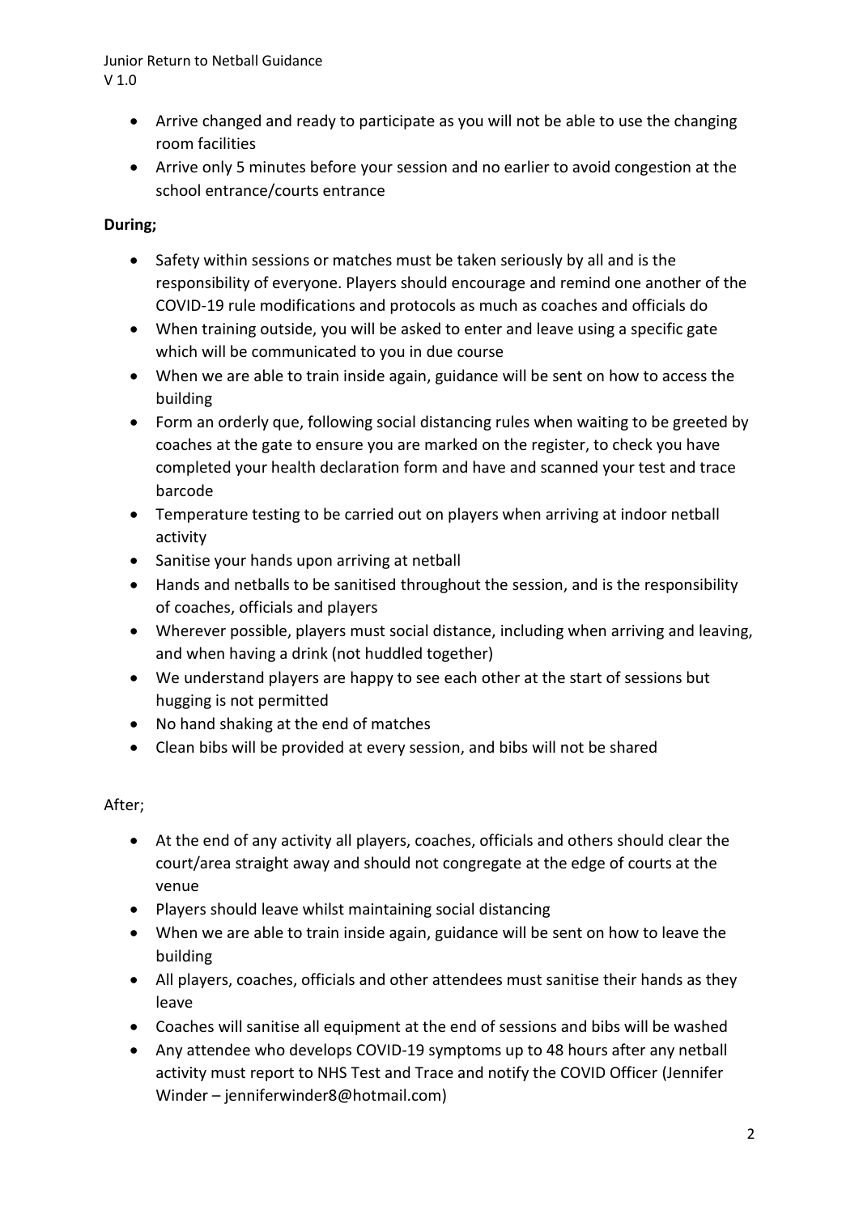- Arrive changed and ready to participate as you will not be able to use the changing room facilities
- Arrive only 5 minutes before your session and no earlier to avoid congestion at the school entrance/courts entrance

**During;**

- Safety within sessions or matches must be taken seriously by all and is the responsibility of everyone. Players should encourage and remind one another of the COVID-19 rule modifications and protocols as much as coaches and officials do
- When training outside, you will be asked to enter and leave using a specific gate which will be communicated to you in due course
- When we are able to train inside again, guidance will be sent on how to access the building
- Form an orderly que, following social distancing rules when waiting to be greeted by coaches at the gate to ensure you are marked on the register, to check you have completed your health declaration form and have and scanned your test and trace barcode
- Temperature testing to be carried out on players when arriving at indoor netball activity
- Sanitise your hands upon arriving at netball
- Hands and netballs to be sanitised throughout the session, and is the responsibility of coaches, officials and players
- Wherever possible, players must social distance, including when arriving and leaving, and when having a drink (not huddled together)
- We understand players are happy to see each other at the start of sessions but hugging is not permitted
- No hand shaking at the end of matches
- Clean bibs will be provided at every session, and bibs will not be shared

After;

- At the end of any activity all players, coaches, officials and others should clear the court/area straight away and should not congregate at the edge of courts at the venue
- Players should leave whilst maintaining social distancing
- When we are able to train inside again, guidance will be sent on how to leave the building
- All players, coaches, officials and other attendees must sanitise their hands as they leave
- Coaches will sanitise all equipment at the end of sessions and bibs will be washed
- Any attendee who develops COVID-19 symptoms up to 48 hours after any netball activity must report to NHS Test and Trace and notify the COVID Officer (Jennifer Winder – jenniferwinder8@hotmail.com)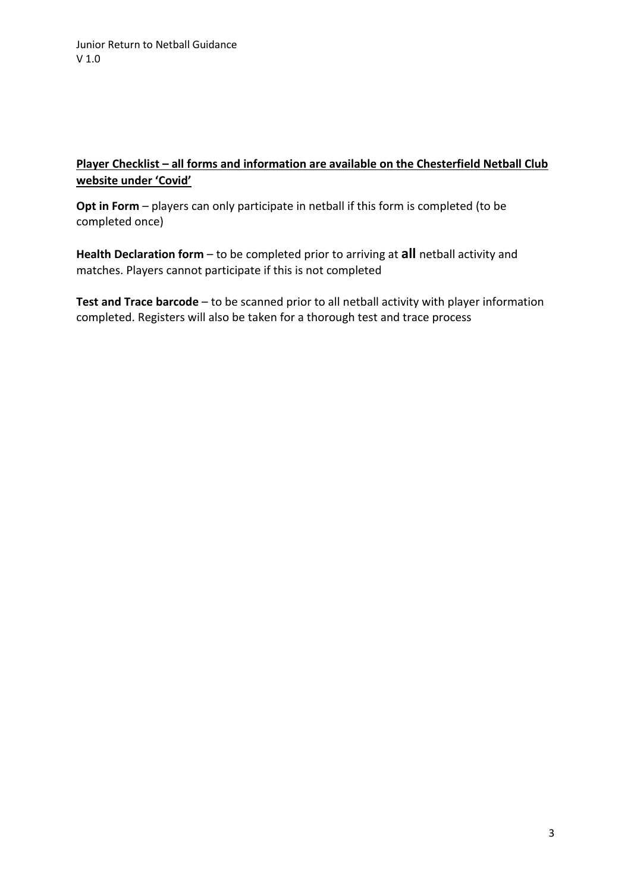**Player Checklist – all forms and information are available on the Chesterfield Netball Club website under 'Covid'**

**Opt in Form** – players can only participate in netball if this form is completed (to be completed once)

**Health Declaration form** – to be completed prior to arriving at **all** netball activity and matches. Players cannot participate if this is not completed

**Test and Trace barcode** – to be scanned prior to all netball activity with player information completed. Registers will also be taken for a thorough test and trace process